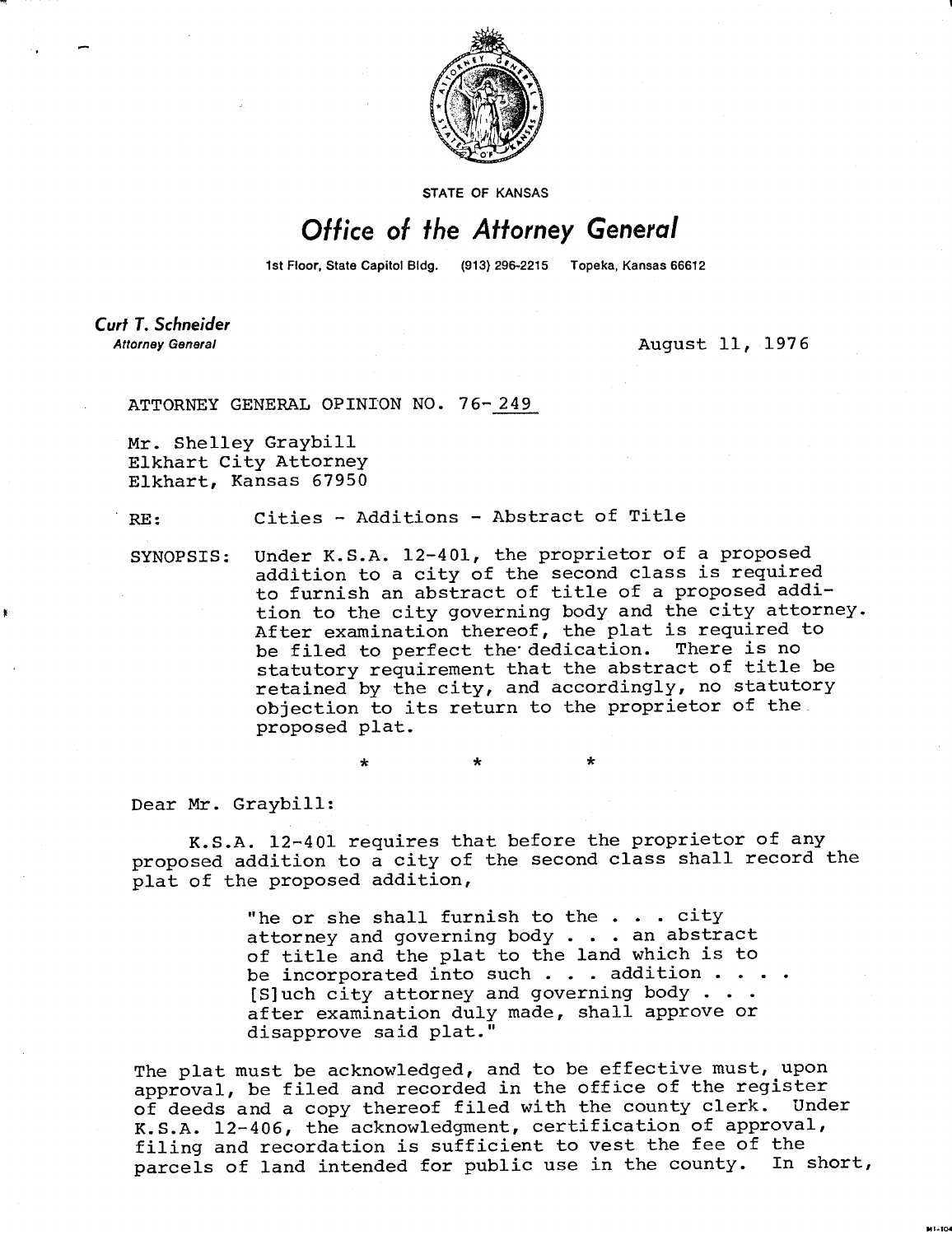STATE OF KANSAS

# Office of the Attorney General

1st Floor, State Capitol Bldg. (913) 296-2215 Topeka, Kansas 66612

**Curt T. Schneider**
*Attorney General*

August 11, 1976

ATTORNEY GENERAL OPINION NO. 76-249

Mr. Shelley Graybill
Elkhart City Attorney
Elkhart, Kansas 67950

RE: Cities - Additions - Abstract of Title

SYNOPSIS: Under K.S.A. 12-401, the proprietor of a proposed addition to a city of the second class is required to furnish an abstract of title of a proposed addition to the city governing body and the city attorney. After examination thereof, the plat is required to be filed to perfect the dedication. There is no statutory requirement that the abstract of title be retained by the city, and accordingly, no statutory objection to its return to the proprietor of the proposed plat.

\* \* \*

Dear Mr. Graybill:

K.S.A. 12-401 requires that before the proprietor of any proposed addition to a city of the second class shall record the plat of the proposed addition,

> "he or she shall furnish to the . . . city attorney and governing body . . . an abstract of title and the plat to the land which is to be incorporated into such . . . addition . . . . [S]uch city attorney and governing body . . . after examination duly made, shall approve or disapprove said plat."

The plat must be acknowledged, and to be effective must, upon approval, be filed and recorded in the office of the register of deeds and a copy thereof filed with the county clerk. Under K.S.A. 12-406, the acknowledgment, certification of approval, filing and recordation is sufficient to vest the fee of the parcels of land intended for public use in the county. In short,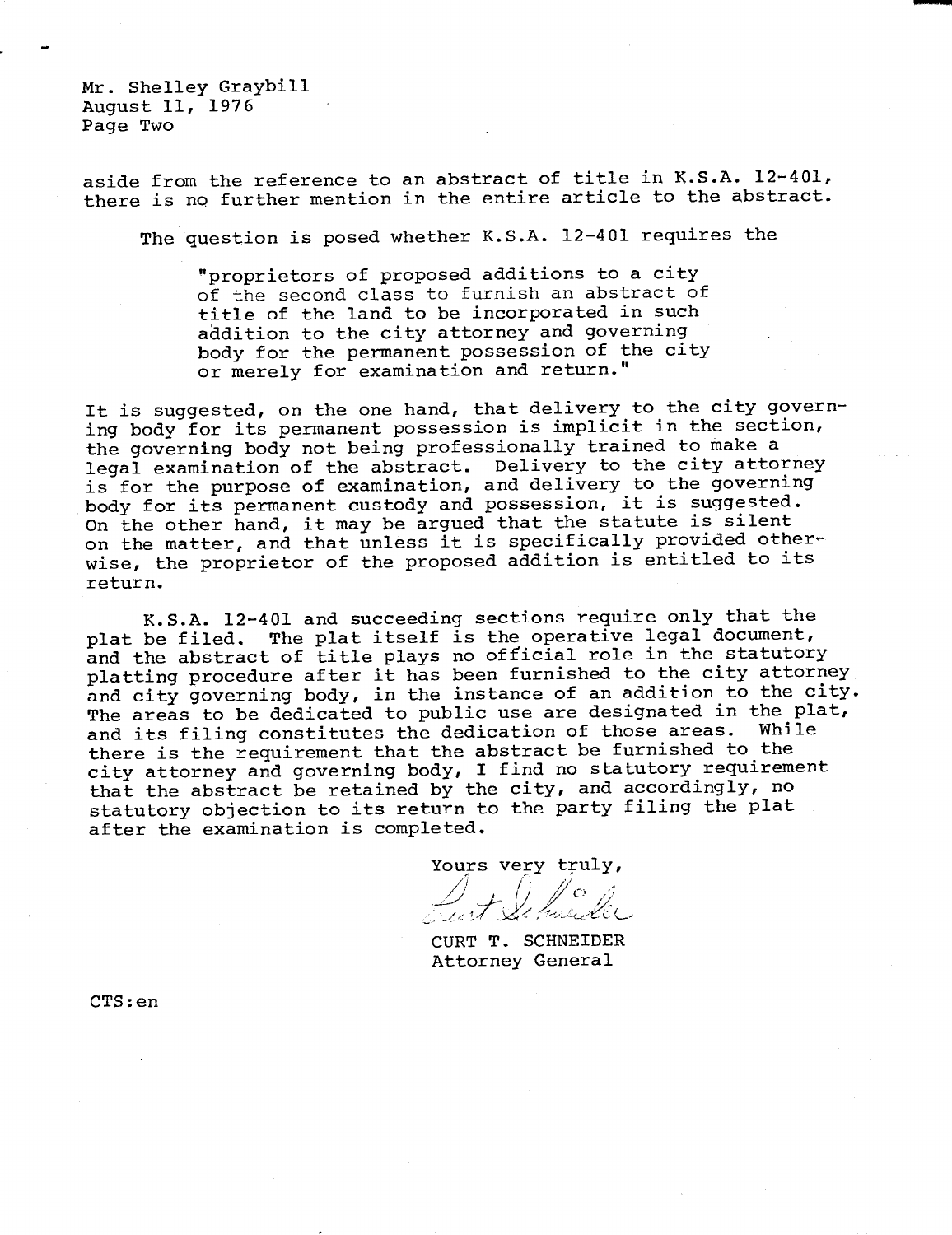Mr. Shelley Graybill
August 11, 1976
Page Two

aside from the reference to an abstract of title in K.S.A. 12-401, there is no further mention in the entire article to the abstract.

The question is posed whether K.S.A. 12-401 requires the

> "proprietors of proposed additions to a city of the second class to furnish an abstract of title of the land to be incorporated in such addition to the city attorney and governing body for the permanent possession of the city or merely for examination and return."

It is suggested, on the one hand, that delivery to the city governing body for its permanent possession is implicit in the section, the governing body not being professionally trained to make a legal examination of the abstract. Delivery to the city attorney is for the purpose of examination, and delivery to the governing body for its permanent custody and possession, it is suggested. On the other hand, it may be argued that the statute is silent on the matter, and that unless it is specifically provided otherwise, the proprietor of the proposed addition is entitled to its return.

K.S.A. 12-401 and succeeding sections require only that the plat be filed. The plat itself is the operative legal document, and the abstract of title plays no official role in the statutory platting procedure after it has been furnished to the city attorney and city governing body, in the instance of an addition to the city. The areas to be dedicated to public use are designated in the plat, and its filing constitutes the dedication of those areas. While there is the requirement that the abstract be furnished to the city attorney and governing body, I find no statutory requirement that the abstract be retained by the city, and accordingly, no statutory objection to its return to the party filing the plat after the examination is completed.

Yours very truly,

CURT T. SCHNEIDER
Attorney General

CTS:en